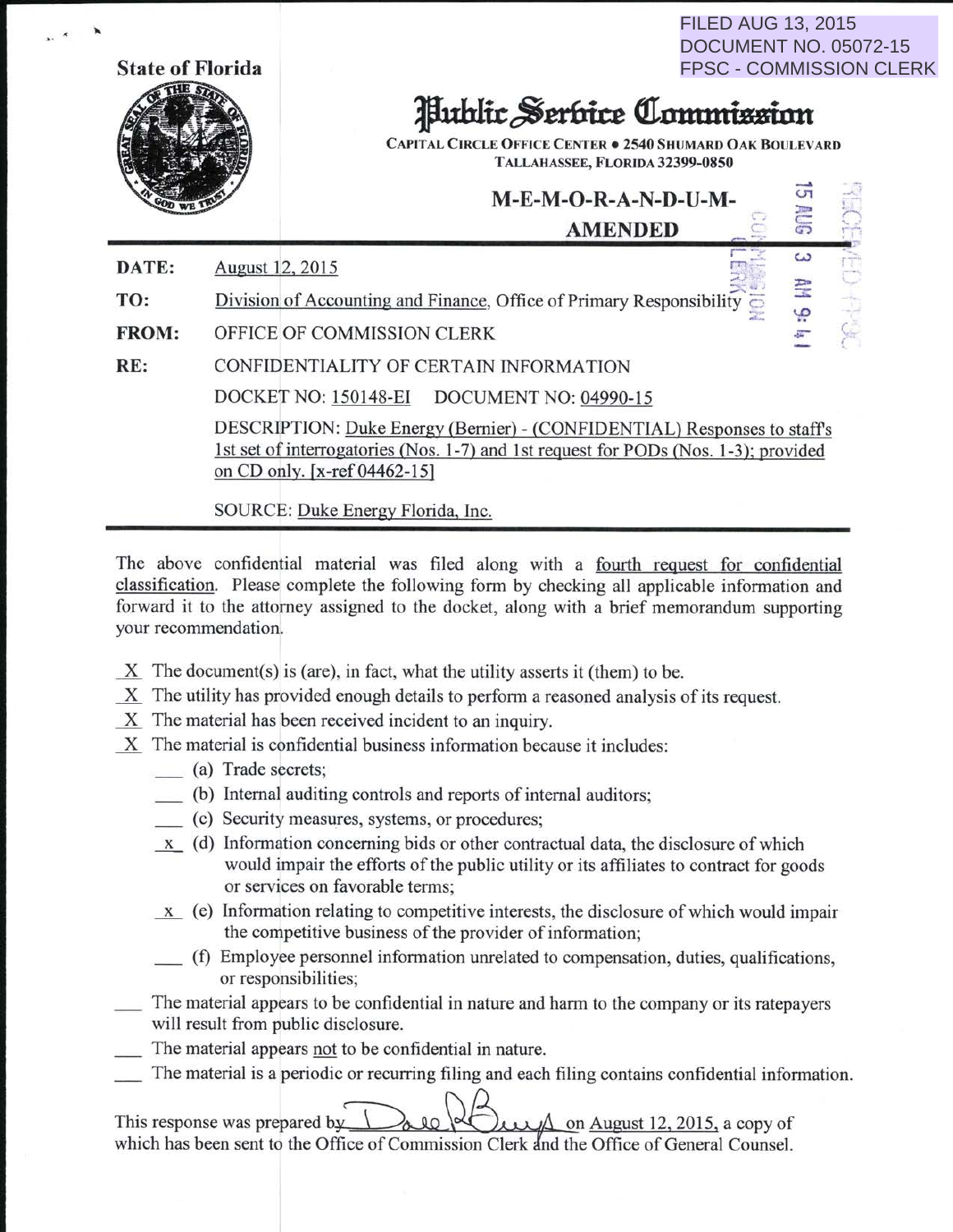FILED AUG 13, 2015
DOCUMENT NO. 05072-15
FPSC - COMMISSION CLERK

State of Florida

# Public Service Commission

CAPITAL CIRCLE OFFICE CENTER • 2540 SHUMARD OAK BOULEVARD
TALLAHASSEE, FLORIDA 32399-0850

## M-E-M-O-R-A-N-D-U-M-
## AMENDED

RECEIVED FPSC
15 AUG 13 AM 9:41
COMMISSION CLERK

**DATE:** August 12, 2015

**TO:** Division of Accounting and Finance, Office of Primary Responsibility

**FROM:** OFFICE OF COMMISSION CLERK

**RE:** CONFIDENTIALITY OF CERTAIN INFORMATION

DOCKET NO: 150148-EI DOCUMENT NO: 04990-15

DESCRIPTION: Duke Energy (Bernier) - (CONFIDENTIAL) Responses to staff's 1st set of interrogatories (Nos. 1-7) and 1st request for PODs (Nos. 1-3); provided on CD only. [x-ref 04462-15]

SOURCE: Duke Energy Florida, Inc.

---

The above confidential material was filed along with a fourth request for confidential classification. Please complete the following form by checking all applicable information and forward it to the attorney assigned to the docket, along with a brief memorandum supporting your recommendation.

X The document(s) is (are), in fact, what the utility asserts it (them) to be.

X The utility has provided enough details to perform a reasoned analysis of its request.

X The material has been received incident to an inquiry.

X The material is confidential business information because it includes:

- ___ (a) Trade secrets;
- ___ (b) Internal auditing controls and reports of internal auditors;
- ___ (c) Security measures, systems, or procedures;
- x (d) Information concerning bids or other contractual data, the disclosure of which would impair the efforts of the public utility or its affiliates to contract for goods or services on favorable terms;
- x (e) Information relating to competitive interests, the disclosure of which would impair the competitive business of the provider of information;
- ___ (f) Employee personnel information unrelated to compensation, duties, qualifications, or responsibilities;

___ The material appears to be confidential in nature and harm to the company or its ratepayers will result from public disclosure.

___ The material appears not to be confidential in nature.

___ The material is a periodic or recurring filing and each filing contains confidential information.

This response was prepared by Dale R Buys on August 12, 2015, a copy of which has been sent to the Office of Commission Clerk and the Office of General Counsel.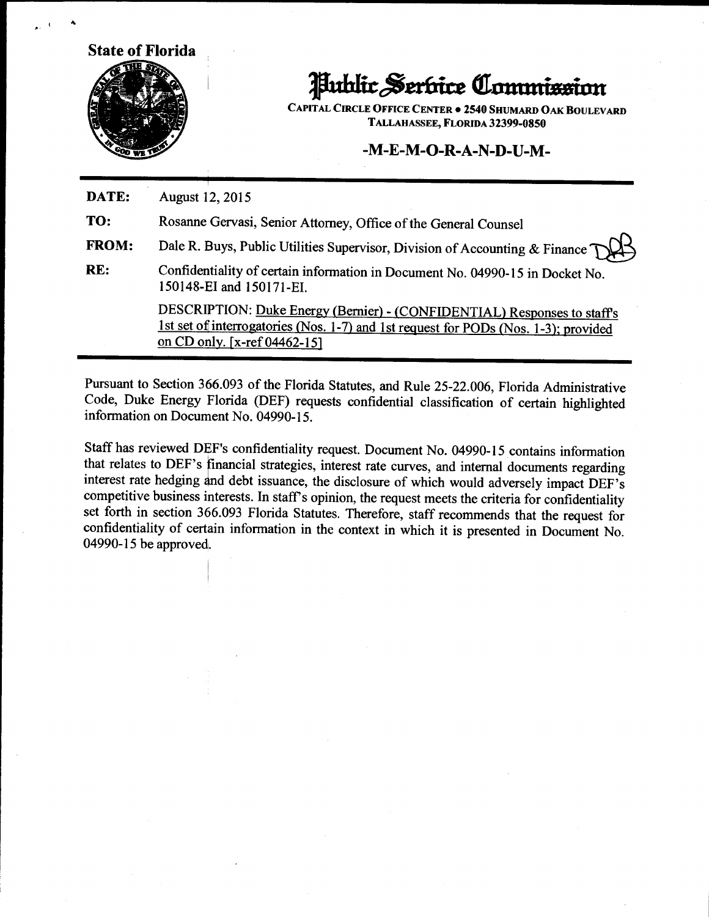**State of Florida**

# Public Service Commission

CAPITAL CIRCLE OFFICE CENTER • 2540 SHUMARD OAK BOULEVARD
TALLAHASSEE, FLORIDA 32399-0850

## -M-E-M-O-R-A-N-D-U-M-

**DATE:** August 12, 2015

**TO:** Rosanne Gervasi, Senior Attorney, Office of the General Counsel

**FROM:** Dale R. Buys, Public Utilities Supervisor, Division of Accounting & Finance

**RE:** Confidentiality of certain information in Document No. 04990-15 in Docket No. 150148-EI and 150171-EI.

DESCRIPTION: Duke Energy (Bernier) - (CONFIDENTIAL) Responses to staff's 1st set of interrogatories (Nos. 1-7) and 1st request for PODs (Nos. 1-3); provided on CD only. [x-ref 04462-15]

Pursuant to Section 366.093 of the Florida Statutes, and Rule 25-22.006, Florida Administrative Code, Duke Energy Florida (DEF) requests confidential classification of certain highlighted information on Document No. 04990-15.

Staff has reviewed DEF's confidentiality request. Document No. 04990-15 contains information that relates to DEF's financial strategies, interest rate curves, and internal documents regarding interest rate hedging and debt issuance, the disclosure of which would adversely impact DEF's competitive business interests. In staff's opinion, the request meets the criteria for confidentiality set forth in section 366.093 Florida Statutes. Therefore, staff recommends that the request for confidentiality of certain information in the context in which it is presented in Document No. 04990-15 be approved.